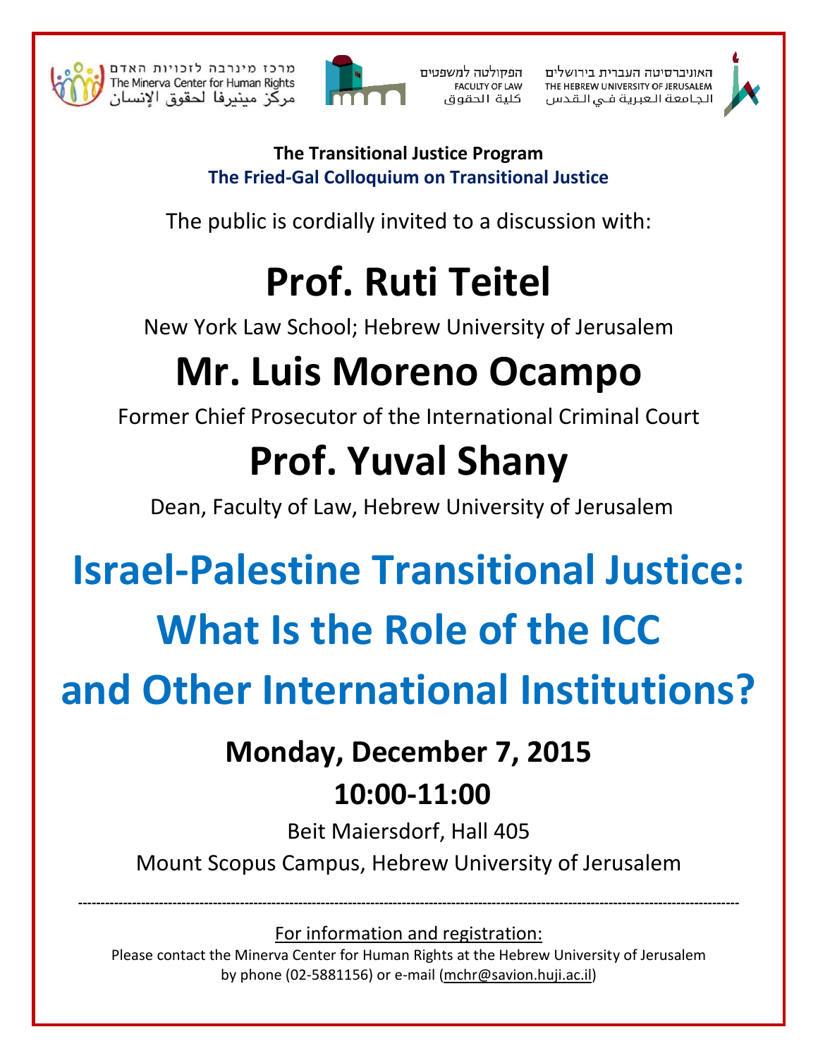מרכז מינרבה לזכויות האדם
The Minerva Center for Human Rights
مركز مينيرفا لحقوق الإنسان

הפקולטה למשפטים
FACULTY OF LAW
كلية الحقوق

האוניברסיטה העברית בירושלים
THE HEBREW UNIVERSITY OF JERUSALEM
الجامعة العبرية في القدس

**The Transitional Justice Program**
**The Fried-Gal Colloquium on Transitional Justice**

The public is cordially invited to a discussion with:

# Prof. Ruti Teitel

New York Law School; Hebrew University of Jerusalem

# Mr. Luis Moreno Ocampo

Former Chief Prosecutor of the International Criminal Court

# Prof. Yuval Shany

Dean, Faculty of Law, Hebrew University of Jerusalem

# Israel-Palestine Transitional Justice: What Is the Role of the ICC and Other International Institutions?

## Monday, December 7, 2015
## 10:00-11:00

Beit Maiersdorf, Hall 405

Mount Scopus Campus, Hebrew University of Jerusalem

---

For information and registration:

Please contact the Minerva Center for Human Rights at the Hebrew University of Jerusalem by phone (02-5881156) or e-mail (mchr@savion.huji.ac.il)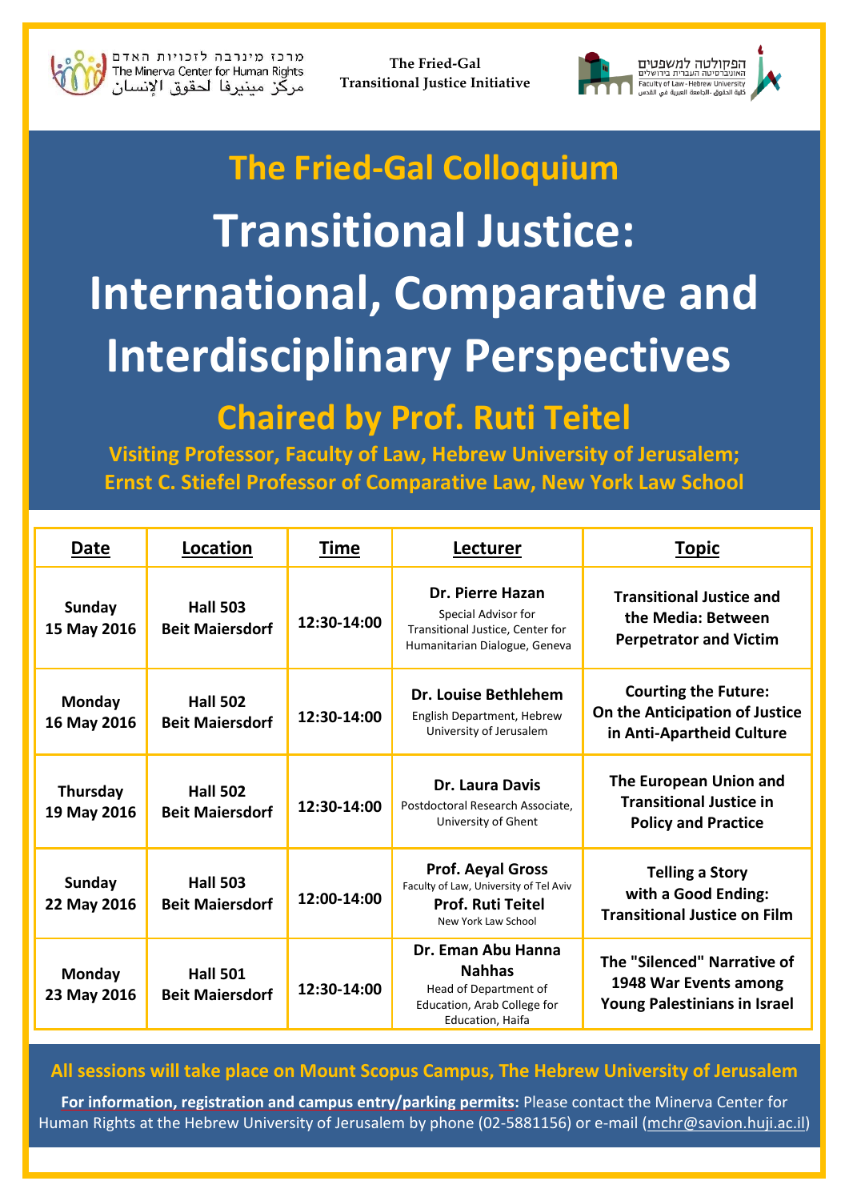מרכז מינרבה לזכויות האדם
The Minerva Center for Human Rights
مركز مينيرفا لحقوق الإنسان

**The Fried-Gal Transitional Justice Initiative**

הפקולטה למשפטים האוניברסיטה העברית בירושלים
Faculty of Law - Hebrew University
كلية الحقوق - الجامعة العبرية في القدس

## The Fried-Gal Colloquium

# Transitional Justice: International, Comparative and Interdisciplinary Perspectives

## Chaired by Prof. Ruti Teitel

**Visiting Professor, Faculty of Law, Hebrew University of Jerusalem; Ernst C. Stiefel Professor of Comparative Law, New York Law School**

| Date | Location | Time | Lecturer | Topic |
|---|---|---|---|---|
| **Sunday 15 May 2016** | **Hall 503 Beit Maiersdorf** | **12:30-14:00** | **Dr. Pierre Hazan** Special Advisor for Transitional Justice, Center for Humanitarian Dialogue, Geneva | **Transitional Justice and the Media: Between Perpetrator and Victim** |
| **Monday 16 May 2016** | **Hall 502 Beit Maiersdorf** | **12:30-14:00** | **Dr. Louise Bethlehem** English Department, Hebrew University of Jerusalem | **Courting the Future: On the Anticipation of Justice in Anti-Apartheid Culture** |
| **Thursday 19 May 2016** | **Hall 502 Beit Maiersdorf** | **12:30-14:00** | **Dr. Laura Davis** Postdoctoral Research Associate, University of Ghent | **The European Union and Transitional Justice in Policy and Practice** |
| **Sunday 22 May 2016** | **Hall 503 Beit Maiersdorf** | **12:00-14:00** | **Prof. Aeyal Gross** Faculty of Law, University of Tel Aviv **Prof. Ruti Teitel** New York Law School | **Telling a Story with a Good Ending: Transitional Justice on Film** |
| **Monday 23 May 2016** | **Hall 501 Beit Maiersdorf** | **12:30-14:00** | **Dr. Eman Abu Hanna Nahhas** Head of Department of Education, Arab College for Education, Haifa | **The "Silenced" Narrative of 1948 War Events among Young Palestinians in Israel** |

**All sessions will take place on Mount Scopus Campus, The Hebrew University of Jerusalem**

**For information, registration and campus entry/parking permits:** Please contact the Minerva Center for Human Rights at the Hebrew University of Jerusalem by phone (02-5881156) or e-mail (mchr@savion.huji.ac.il)